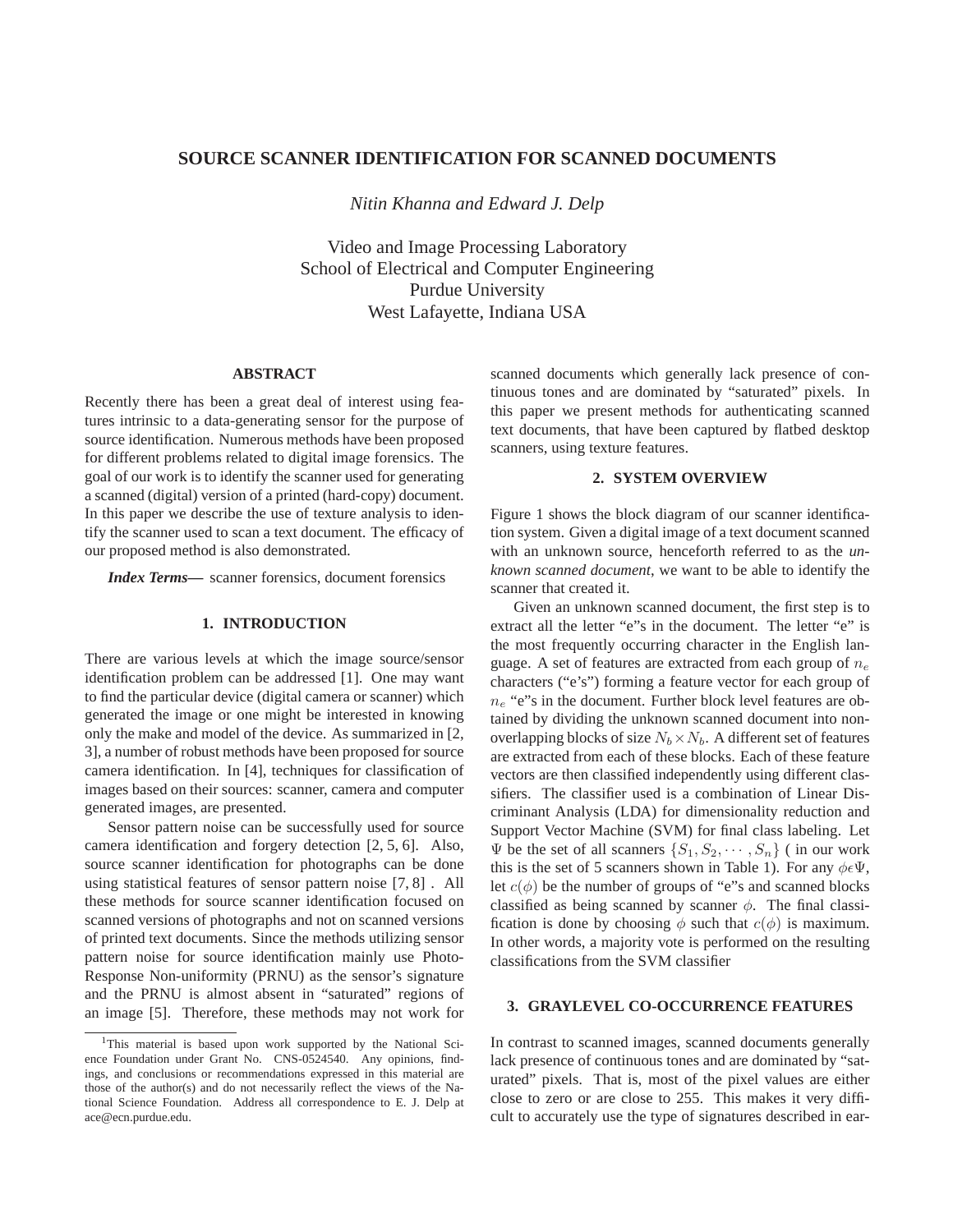# SOURCE SCANNER IDENTIFICATION FOR SCANNED DOCUMENTS

*Nitin Khanna and Edward J. Delp*

Video and Image Processing Laboratory
School of Electrical and Computer Engineering
Purdue University
West Lafayette, Indiana USA

## ABSTRACT

Recently there has been a great deal of interest using features intrinsic to a data-generating sensor for the purpose of source identification. Numerous methods have been proposed for different problems related to digital image forensics. The goal of our work is to identify the scanner used for generating a scanned (digital) version of a printed (hard-copy) document. In this paper we describe the use of texture analysis to identify the scanner used to scan a text document. The efficacy of our proposed method is also demonstrated.

***Index Terms*—** scanner forensics, document forensics

## 1. INTRODUCTION

There are various levels at which the image source/sensor identification problem can be addressed [1]. One may want to find the particular device (digital camera or scanner) which generated the image or one might be interested in knowing only the make and model of the device. As summarized in [2, 3], a number of robust methods have been proposed for source camera identification. In [4], techniques for classification of images based on their sources: scanner, camera and computer generated images, are presented.

Sensor pattern noise can be successfully used for source camera identification and forgery detection [2, 5, 6]. Also, source scanner identification for photographs can be done using statistical features of sensor pattern noise [7, 8] . All these methods for source scanner identification focused on scanned versions of photographs and not on scanned versions of printed text documents. Since the methods utilizing sensor pattern noise for source identification mainly use Photo-Response Non-uniformity (PRNU) as the sensor's signature and the PRNU is almost absent in "saturated" regions of an image [5]. Therefore, these methods may not work for scanned documents which generally lack presence of continuous tones and are dominated by "saturated" pixels. In this paper we present methods for authenticating scanned text documents, that have been captured by flatbed desktop scanners, using texture features.

[1]This material is based upon work supported by the National Science Foundation under Grant No. CNS-0524540. Any opinions, findings, and conclusions or recommendations expressed in this material are those of the author(s) and do not necessarily reflect the views of the National Science Foundation. Address all correspondence to E. J. Delp at ace@ecn.purdue.edu.

## 2. SYSTEM OVERVIEW

Figure 1 shows the block diagram of our scanner identification system. Given a digital image of a text document scanned with an unknown source, henceforth referred to as the *unknown scanned document*, we want to be able to identify the scanner that created it.

Given an unknown scanned document, the first step is to extract all the letter "e"s in the document. The letter "e" is the most frequently occurring character in the English language. A set of features are extracted from each group of $n_e$ characters ("e's") forming a feature vector for each group of $n_e$ "e"s in the document. Further block level features are obtained by dividing the unknown scanned document into non-overlapping blocks of size $N_b \times N_b$. A different set of features are extracted from each of these blocks. Each of these feature vectors are then classified independently using different classifiers. The classifier used is a combination of Linear Discriminant Analysis (LDA) for dimensionality reduction and Support Vector Machine (SVM) for final class labeling. Let $\Psi$ be the set of all scanners $\{S_1, S_2, \cdots, S_n\}$ ( in our work this is the set of 5 scanners shown in Table 1). For any $\phi \epsilon \Psi$, let $c(\phi)$ be the number of groups of "e"s and scanned blocks classified as being scanned by scanner $\phi$. The final classification is done by choosing $\phi$ such that $c(\phi)$ is maximum. In other words, a majority vote is performed on the resulting classifications from the SVM classifier

## 3. GRAYLEVEL CO-OCCURRENCE FEATURES

In contrast to scanned images, scanned documents generally lack presence of continuous tones and are dominated by "saturated" pixels. That is, most of the pixel values are either close to zero or are close to 255. This makes it very difficult to accurately use the type of signatures described in ear-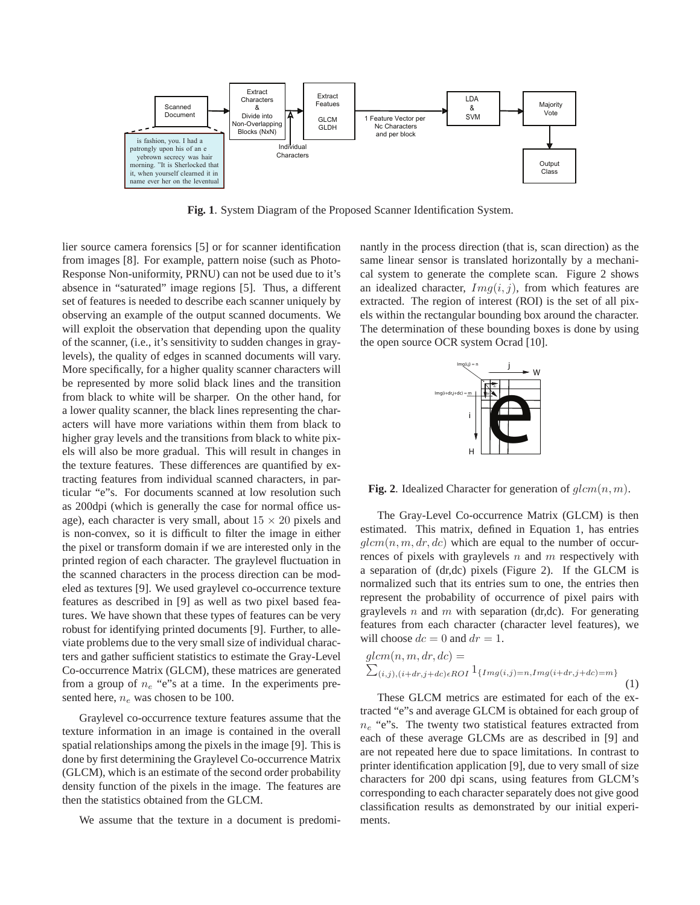**Fig. 1**. System Diagram of the Proposed Scanner Identification System.

lier source camera forensics [5] or for scanner identification from images [8]. For example, pattern noise (such as Photo-Response Non-uniformity, PRNU) can not be used due to it's absence in "saturated" image regions [5]. Thus, a different set of features is needed to describe each scanner uniquely by observing an example of the output scanned documents. We will exploit the observation that depending upon the quality of the scanner, (i.e., it's sensitivity to sudden changes in graylevels), the quality of edges in scanned documents will vary. More specifically, for a higher quality scanner characters will be represented by more solid black lines and the transition from black to white will be sharper. On the other hand, for a lower quality scanner, the black lines representing the characters will have more variations within them from black to higher gray levels and the transitions from black to white pixels will also be more gradual. This will result in changes in the texture features. These differences are quantified by extracting features from individual scanned characters, in particular "e"s. For documents scanned at low resolution such as 200dpi (which is generally the case for normal office usage), each character is very small, about $15 \times 20$ pixels and is non-convex, so it is difficult to filter the image in either the pixel or transform domain if we are interested only in the printed region of each character. The graylevel fluctuation in the scanned characters in the process direction can be modeled as textures [9]. We used graylevel co-occurrence texture features as described in [9] as well as two pixel based features. We have shown that these types of features can be very robust for identifying printed documents [9]. Further, to alleviate problems due to the very small size of individual characters and gather sufficient statistics to estimate the Gray-Level Co-occurrence Matrix (GLCM), these matrices are generated from a group of $n_e$ "e"s at a time. In the experiments presented here, $n_e$ was chosen to be 100.

Graylevel co-occurrence texture features assume that the texture information in an image is contained in the overall spatial relationships among the pixels in the image [9]. This is done by first determining the Graylevel Co-occurrence Matrix (GLCM), which is an estimate of the second order probability density function of the pixels in the image. The features are then the statistics obtained from the GLCM.

We assume that the texture in a document is predominantly in the process direction (that is, scan direction) as the same linear sensor is translated horizontally by a mechanical system to generate the complete scan. Figure 2 shows an idealized character, $Img(i, j)$, from which features are extracted. The region of interest (ROI) is the set of all pixels within the rectangular bounding box around the character. The determination of these bounding boxes is done by using the open source OCR system Ocrad [10].

**Fig. 2**. Idealized Character for generation of $glcm(n, m)$.

The Gray-Level Co-occurrence Matrix (GLCM) is then estimated. This matrix, defined in Equation 1, has entries $glcm(n, m, dr, dc)$ which are equal to the number of occurrences of pixels with graylevels $n$ and $m$ respectively with a separation of (dr,dc) pixels (Figure 2). If the GLCM is normalized such that its entries sum to one, the entries then represent the probability of occurrence of pixel pairs with graylevels $n$ and $m$ with separation (dr,dc). For generating features from each character (character level features), we will choose $dc = 0$ and $dr = 1$.

$$glcm(n, m, dr, dc) = \sum_{(i,j),(i+dr,j+dc)\epsilon ROI} 1_{\{Img(i,j)=n, Img(i+dr,j+dc)=m\}} \tag{1}$$

These GLCM metrics are estimated for each of the extracted "e"s and average GLCM is obtained for each group of $n_e$ "e"s. The twenty two statistical features extracted from each of these average GLCMs are as described in [9] and are not repeated here due to space limitations. In contrast to printer identification application [9], due to very small of size characters for 200 dpi scans, using features from GLCM's corresponding to each character separately does not give good classification results as demonstrated by our initial experiments.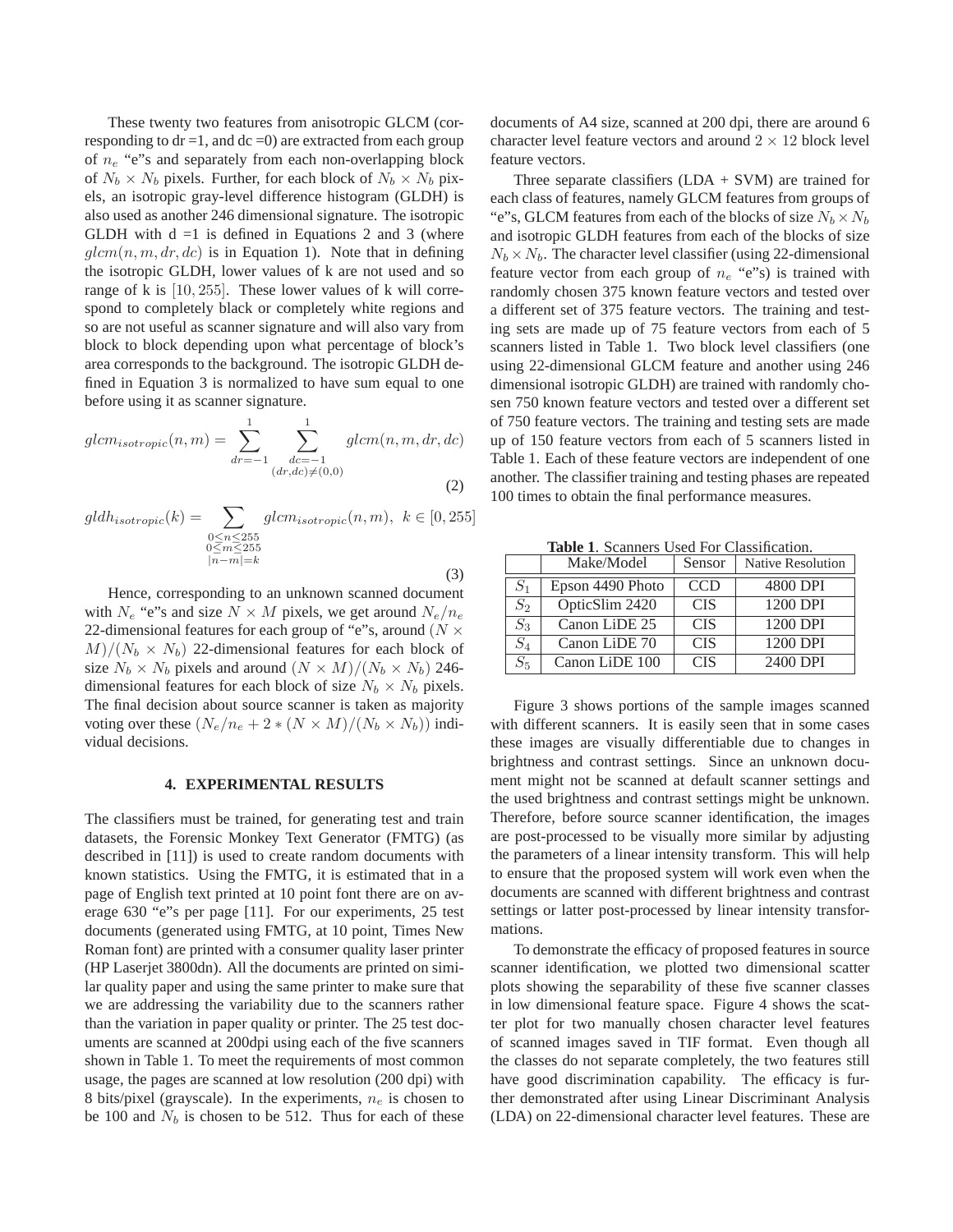These twenty two features from anisotropic GLCM (corresponding to dr =1, and dc =0) are extracted from each group of $n_e$ "e"s and separately from each non-overlapping block of $N_b \times N_b$ pixels. Further, for each block of $N_b \times N_b$ pixels, an isotropic gray-level difference histogram (GLDH) is also used as another 246 dimensional signature. The isotropic GLDH with d =1 is defined in Equations 2 and 3 (where $glcm(n, m, dr, dc)$ is in Equation 1). Note that in defining the isotropic GLDH, lower values of k are not used and so range of k is $[10, 255]$. These lower values of k will correspond to completely black or completely white regions and so are not useful as scanner signature and will also vary from block to block depending upon what percentage of block's area corresponds to the background. The isotropic GLDH defined in Equation 3 is normalized to have sum equal to one before using it as scanner signature.

$$glcm_{isotropic}(n, m) = \sum_{dr=-1}^{1} \sum_{\substack{dc=-1 \\ (dr,dc)\neq(0,0)}}^{1} glcm(n, m, dr, dc) \quad (2)$$

$$gldh_{isotropic}(k) = \sum_{\substack{0\leq n\leq 255 \\ 0\leq m\leq 255 \\ |n-m|=k}} glcm_{isotropic}(n, m), \;\; k \in [0, 255] \quad (3)$$

Hence, corresponding to an unknown scanned document with $N_e$ "e"s and size $N \times M$ pixels, we get around $N_e/n_e$ 22-dimensional features for each group of "e"s, around $(N \times M)/(N_b \times N_b)$ 22-dimensional features for each block of size $N_b \times N_b$ pixels and around $(N \times M)/(N_b \times N_b)$ 246-dimensional features for each block of size $N_b \times N_b$ pixels. The final decision about source scanner is taken as majority voting over these $(N_e/n_e + 2 * (N \times M)/(N_b \times N_b))$ individual decisions.

## 4. EXPERIMENTAL RESULTS

The classifiers must be trained, for generating test and train datasets, the Forensic Monkey Text Generator (FMTG) (as described in [11]) is used to create random documents with known statistics. Using the FMTG, it is estimated that in a page of English text printed at 10 point font there are on average 630 "e"s per page [11]. For our experiments, 25 test documents (generated using FMTG, at 10 point, Times New Roman font) are printed with a consumer quality laser printer (HP Laserjet 3800dn). All the documents are printed on similar quality paper and using the same printer to make sure that we are addressing the variability due to the scanners rather than the variation in paper quality or printer. The 25 test documents are scanned at 200dpi using each of the five scanners shown in Table 1. To meet the requirements of most common usage, the pages are scanned at low resolution (200 dpi) with 8 bits/pixel (grayscale). In the experiments, $n_e$ is chosen to be 100 and $N_b$ is chosen to be 512. Thus for each of these documents of A4 size, scanned at 200 dpi, there are around 6 character level feature vectors and around $2 \times 12$ block level feature vectors.

Three separate classifiers (LDA + SVM) are trained for each class of features, namely GLCM features from groups of "e"s, GLCM features from each of the blocks of size $N_b \times N_b$ and isotropic GLDH features from each of the blocks of size $N_b \times N_b$. The character level classifier (using 22-dimensional feature vector from each group of $n_e$ "e"s) is trained with randomly chosen 375 known feature vectors and tested over a different set of 375 feature vectors. The training and testing sets are made up of 75 feature vectors from each of 5 scanners listed in Table 1. Two block level classifiers (one using 22-dimensional GLCM feature and another using 246 dimensional isotropic GLDH) are trained with randomly chosen 750 known feature vectors and tested over a different set of 750 feature vectors. The training and testing sets are made up of 150 feature vectors from each of 5 scanners listed in Table 1. Each of these feature vectors are independent of one another. The classifier training and testing phases are repeated 100 times to obtain the final performance measures.

**Table 1**. Scanners Used For Classification.

| | Make/Model | Sensor | Native Resolution |
|---|---|---|---|
| $S_1$ | Epson 4490 Photo | CCD | 4800 DPI |
| $S_2$ | OpticSlim 2420 | CIS | 1200 DPI |
| $S_3$ | Canon LiDE 25 | CIS | 1200 DPI |
| $S_4$ | Canon LiDE 70 | CIS | 1200 DPI |
| $S_5$ | Canon LiDE 100 | CIS | 2400 DPI |

Figure 3 shows portions of the sample images scanned with different scanners. It is easily seen that in some cases these images are visually differentiable due to changes in brightness and contrast settings. Since an unknown document might not be scanned at default scanner settings and the used brightness and contrast settings might be unknown. Therefore, before source scanner identification, the images are post-processed to be visually more similar by adjusting the parameters of a linear intensity transform. This will help to ensure that the proposed system will work even when the documents are scanned with different brightness and contrast settings or latter post-processed by linear intensity transformations.

To demonstrate the efficacy of proposed features in source scanner identification, we plotted two dimensional scatter plots showing the separability of these five scanner classes in low dimensional feature space. Figure 4 shows the scatter plot for two manually chosen character level features of scanned images saved in TIF format. Even though all the classes do not separate completely, the two features still have good discrimination capability. The efficacy is further demonstrated after using Linear Discriminant Analysis (LDA) on 22-dimensional character level features. These are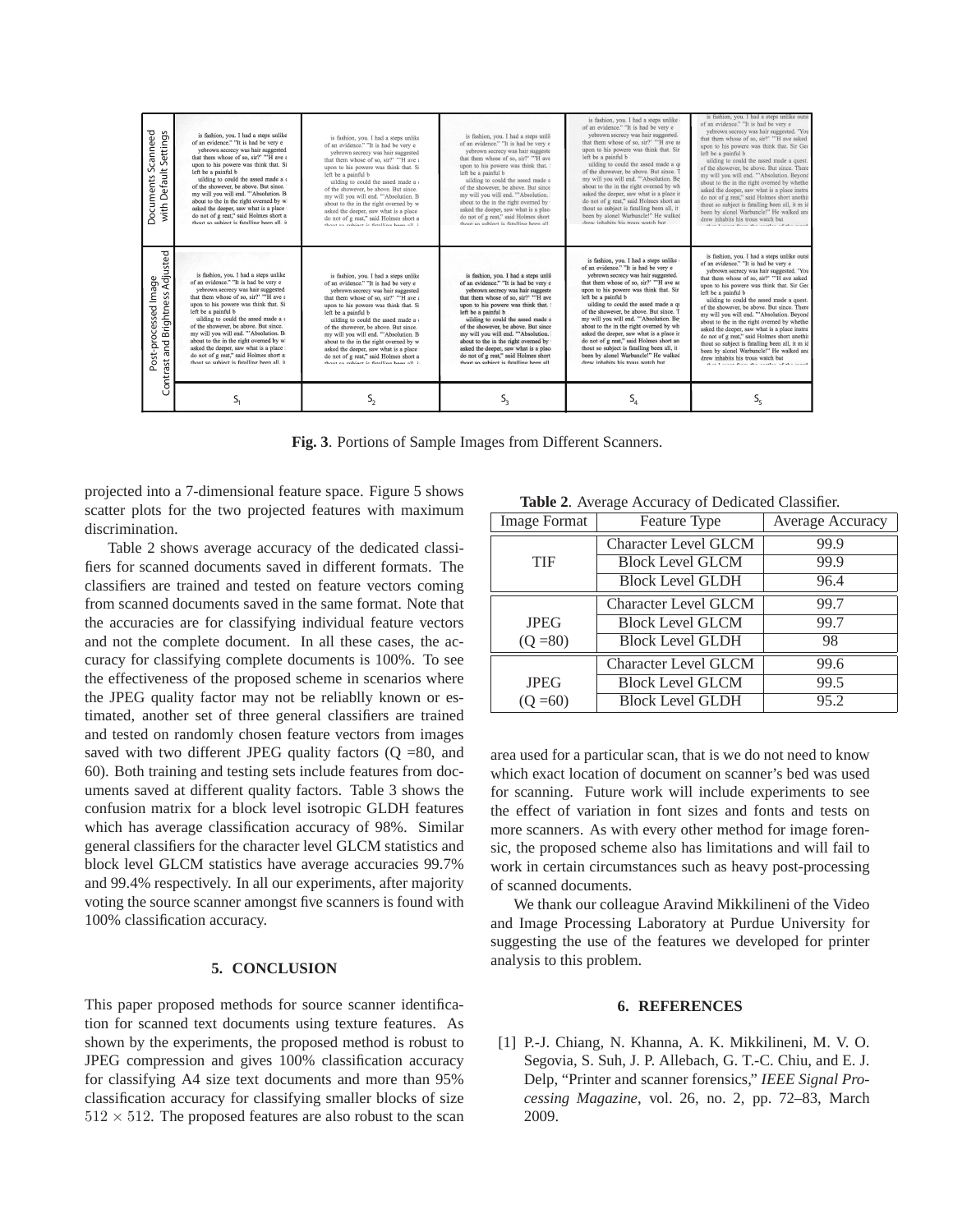Fig. 3. Portions of Sample Images from Different Scanners.

projected into a 7-dimensional feature space. Figure 5 shows scatter plots for the two projected features with maximum discrimination.

Table 2 shows average accuracy of the dedicated classifiers for scanned documents saved in different formats. The classifiers are trained and tested on feature vectors coming from scanned documents saved in the same format. Note that the accuracies are for classifying individual feature vectors and not the complete document. In all these cases, the accuracy for classifying complete documents is 100%. To see the effectiveness of the proposed scheme in scenarios where the JPEG quality factor may not be reliablly known or estimated, another set of three general classifiers are trained and tested on randomly chosen feature vectors from images saved with two different JPEG quality factors (Q =80, and 60). Both training and testing sets include features from documents saved at different quality factors. Table 3 shows the confusion matrix for a block level isotropic GLDH features which has average classification accuracy of 98%. Similar general classifiers for the character level GLCM statistics and block level GLCM statistics have average accuracies 99.7% and 99.4% respectively. In all our experiments, after majority voting the source scanner amongst five scanners is found with 100% classification accuracy.

**Table 2**. Average Accuracy of Dedicated Classifier.

| Image Format | Feature Type | Average Accuracy |
|---|---|---|
| TIF | Character Level GLCM | 99.9 |
| | Block Level GLCM | 99.9 |
| | Block Level GLDH | 96.4 |
| JPEG (Q =80) | Character Level GLCM | 99.7 |
| | Block Level GLCM | 99.7 |
| | Block Level GLDH | 98 |
| JPEG (Q =60) | Character Level GLCM | 99.6 |
| | Block Level GLCM | 99.5 |
| | Block Level GLDH | 95.2 |

## 5. CONCLUSION

This paper proposed methods for source scanner identification for scanned text documents using texture features. As shown by the experiments, the proposed method is robust to JPEG compression and gives 100% classification accuracy for classifying A4 size text documents and more than 95% classification accuracy for classifying smaller blocks of size $512 \times 512$. The proposed features are also robust to the scan area used for a particular scan, that is we do not need to know which exact location of document on scanner's bed was used for scanning. Future work will include experiments to see the effect of variation in font sizes and fonts and tests on more scanners. As with every other method for image forensic, the proposed scheme also has limitations and will fail to work in certain circumstances such as heavy post-processing of scanned documents.

We thank our colleague Aravind Mikkilineni of the Video and Image Processing Laboratory at Purdue University for suggesting the use of the features we developed for printer analysis to this problem.

## 6. REFERENCES

[1] P.-J. Chiang, N. Khanna, A. K. Mikkilineni, M. V. O. Segovia, S. Suh, J. P. Allebach, G. T.-C. Chiu, and E. J. Delp, "Printer and scanner forensics," *IEEE Signal Processing Magazine*, vol. 26, no. 2, pp. 72–83, March 2009.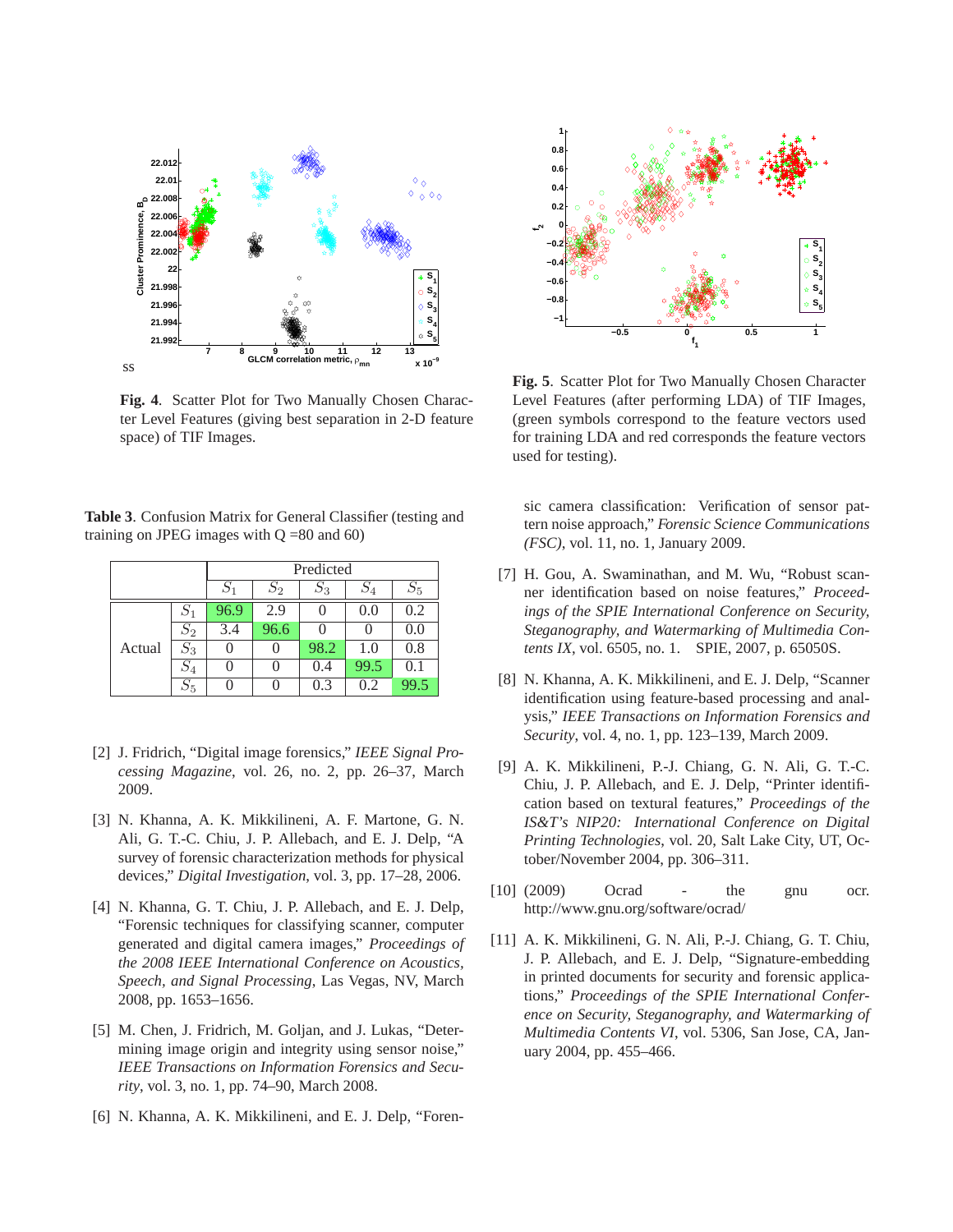22.012
22.01
22.008
22.006
22.004
22.002
22
21.998
21.996
21.994
21.992

Cluster Prominence, $B_D$

7 8 9 10 11 12 13

GLCM correlation metric, $\rho_{mn}$

x $10^{-9}$

$S_1$
$S_2$
$S_3$
$S_4$
$S_5$

ss

**Fig. 4**. Scatter Plot for Two Manually Chosen Character Level Features (giving best separation in 2-D feature space) of TIF Images.

1
0.8
0.6
0.4
0.2
0
−0.2
−0.4
−0.6
−0.8
−1

$f_2$

−0.5 0 0.5 1

$f_1$

$S_1$
$S_2$
$S_3$
$S_4$
$S_5$

**Fig. 5**. Scatter Plot for Two Manually Chosen Character Level Features (after performing LDA) of TIF Images, (green symbols correspond to the feature vectors used for training LDA and red corresponds the feature vectors used for testing).

**Table 3**. Confusion Matrix for General Classifier (testing and training on JPEG images with Q =80 and 60)

| | | Predicted | | | | |
|---|---|---|---|---|---|---|
| | | $S_1$ | $S_2$ | $S_3$ | $S_4$ | $S_5$ |
| Actual | $S_1$ | 96.9 | 2.9 | 0 | 0.0 | 0.2 |
| | $S_2$ | 3.4 | 96.6 | 0 | 0 | 0.0 |
| | $S_3$ | 0 | 0 | 98.2 | 1.0 | 0.8 |
| | $S_4$ | 0 | 0 | 0.4 | 99.5 | 0.1 |
| | $S_5$ | 0 | 0 | 0.3 | 0.2 | 99.5 |

[2] J. Fridrich, "Digital image forensics," *IEEE Signal Processing Magazine*, vol. 26, no. 2, pp. 26–37, March 2009.

[3] N. Khanna, A. K. Mikkilineni, A. F. Martone, G. N. Ali, G. T.-C. Chiu, J. P. Allebach, and E. J. Delp, "A survey of forensic characterization methods for physical devices," *Digital Investigation*, vol. 3, pp. 17–28, 2006.

[4] N. Khanna, G. T. Chiu, J. P. Allebach, and E. J. Delp, "Forensic techniques for classifying scanner, computer generated and digital camera images," *Proceedings of the 2008 IEEE International Conference on Acoustics, Speech, and Signal Processing*, Las Vegas, NV, March 2008, pp. 1653–1656.

[5] M. Chen, J. Fridrich, M. Goljan, and J. Lukas, "Determining image origin and integrity using sensor noise," *IEEE Transactions on Information Forensics and Security*, vol. 3, no. 1, pp. 74–90, March 2008.

[6] N. Khanna, A. K. Mikkilineni, and E. J. Delp, "Forensic camera classification: Verification of sensor pattern noise approach," *Forensic Science Communications (FSC)*, vol. 11, no. 1, January 2009.

[7] H. Gou, A. Swaminathan, and M. Wu, "Robust scanner identification based on noise features," *Proceedings of the SPIE International Conference on Security, Steganography, and Watermarking of Multimedia Contents IX*, vol. 6505, no. 1. SPIE, 2007, p. 65050S.

[8] N. Khanna, A. K. Mikkilineni, and E. J. Delp, "Scanner identification using feature-based processing and analysis," *IEEE Transactions on Information Forensics and Security*, vol. 4, no. 1, pp. 123–139, March 2009.

[9] A. K. Mikkilineni, P.-J. Chiang, G. N. Ali, G. T.-C. Chiu, J. P. Allebach, and E. J. Delp, "Printer identification based on textural features," *Proceedings of the IS&T's NIP20: International Conference on Digital Printing Technologies*, vol. 20, Salt Lake City, UT, October/November 2004, pp. 306–311.

[10] (2009) Ocrad - the gnu ocr. http://www.gnu.org/software/ocrad/

[11] A. K. Mikkilineni, G. N. Ali, P.-J. Chiang, G. T. Chiu, J. P. Allebach, and E. J. Delp, "Signature-embedding in printed documents for security and forensic applications," *Proceedings of the SPIE International Conference on Security, Steganography, and Watermarking of Multimedia Contents VI*, vol. 5306, San Jose, CA, January 2004, pp. 455–466.